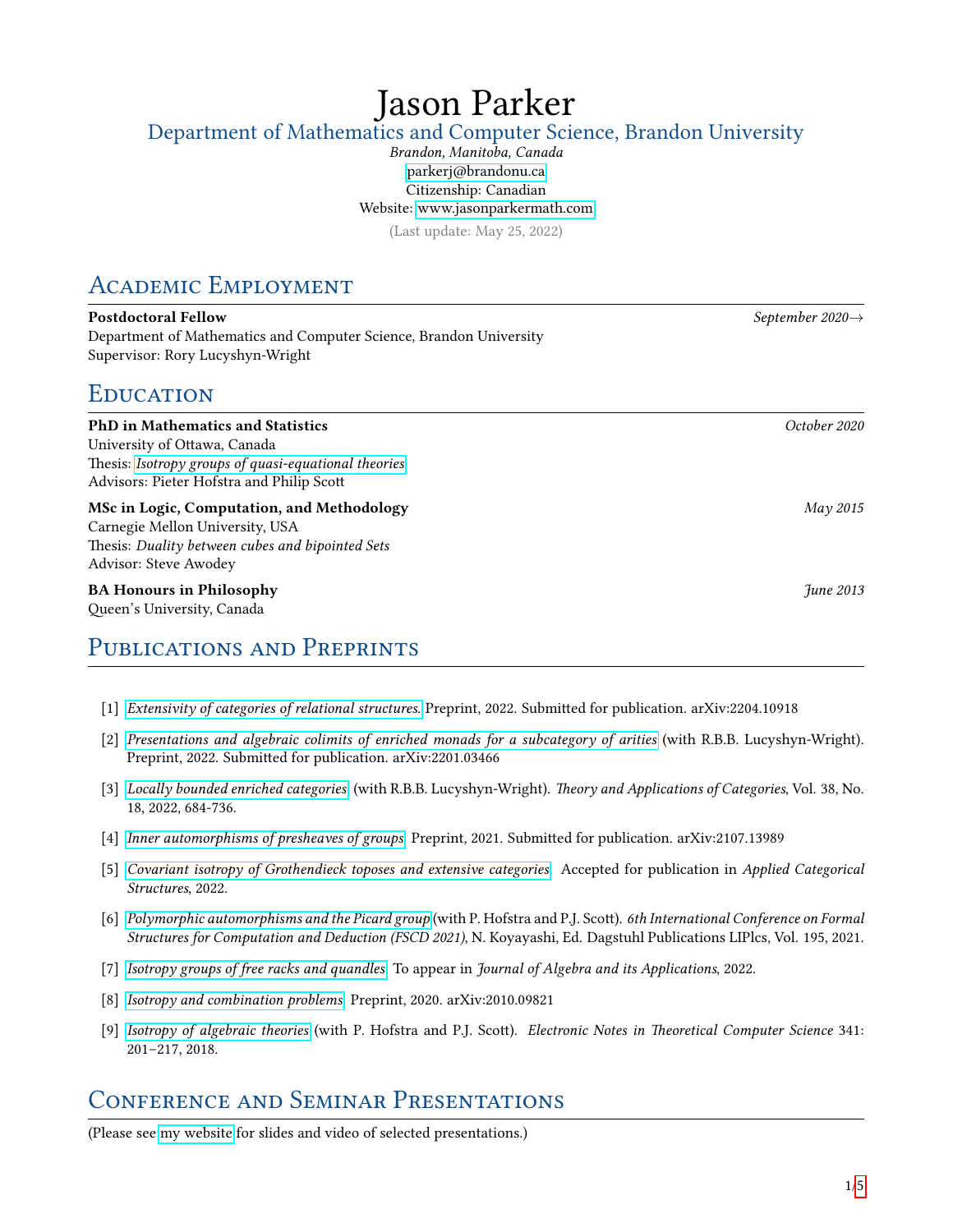# Jason Parker

Department of Mathematics and Computer Science, Brandon University

*Brandon, Manitoba, Canada*

parkerj@brandonu.ca

Citizenship: Canadian

Website: www.jasonparkermath.com

(Last update: May 25, 2022)

## Academic Employment

**Postdoctoral Fellow** *September 2020→*
Department of Mathematics and Computer Science, Brandon University
Supervisor: Rory Lucyshyn-Wright

## Education

**PhD in Mathematics and Statistics** *October 2020*
University of Ottawa, Canada
Thesis: *Isotropy groups of quasi-equational theories*
Advisors: Pieter Hofstra and Philip Scott

**MSc in Logic, Computation, and Methodology** *May 2015*
Carnegie Mellon University, USA
Thesis: *Duality between cubes and bipointed Sets*
Advisor: Steve Awodey

**BA Honours in Philosophy** *June 2013*
Queen's University, Canada

## Publications and Preprints

[1] *Extensivity of categories of relational structures.* Preprint, 2022. Submitted for publication. arXiv:2204.10918

[2] *Presentations and algebraic colimits of enriched monads for a subcategory of arities* (with R.B.B. Lucyshyn-Wright). Preprint, 2022. Submitted for publication. arXiv:2201.03466

[3] *Locally bounded enriched categories* (with R.B.B. Lucyshyn-Wright). *Theory and Applications of Categories*, Vol. 38, No. 18, 2022, 684-736.

[4] *Inner automorphisms of presheaves of groups.* Preprint, 2021. Submitted for publication. arXiv:2107.13989

[5] *Covariant isotropy of Grothendieck toposes and extensive categories.* Accepted for publication in *Applied Categorical Structures*, 2022.

[6] *Polymorphic automorphisms and the Picard group* (with P. Hofstra and P.J. Scott). *6th International Conference on Formal Structures for Computation and Deduction (FSCD 2021)*, N. Koyayashi, Ed. Dagstuhl Publications LIPIcs, Vol. 195, 2021.

[7] *Isotropy groups of free racks and quandles.* To appear in *Journal of Algebra and its Applications*, 2022.

[8] *Isotropy and combination problems.* Preprint, 2020. arXiv:2010.09821

[9] *Isotropy of algebraic theories* (with P. Hofstra and P.J. Scott). *Electronic Notes in Theoretical Computer Science* 341: 201–217, 2018.

## Conference and Seminar Presentations

(Please see my website for slides and video of selected presentations.)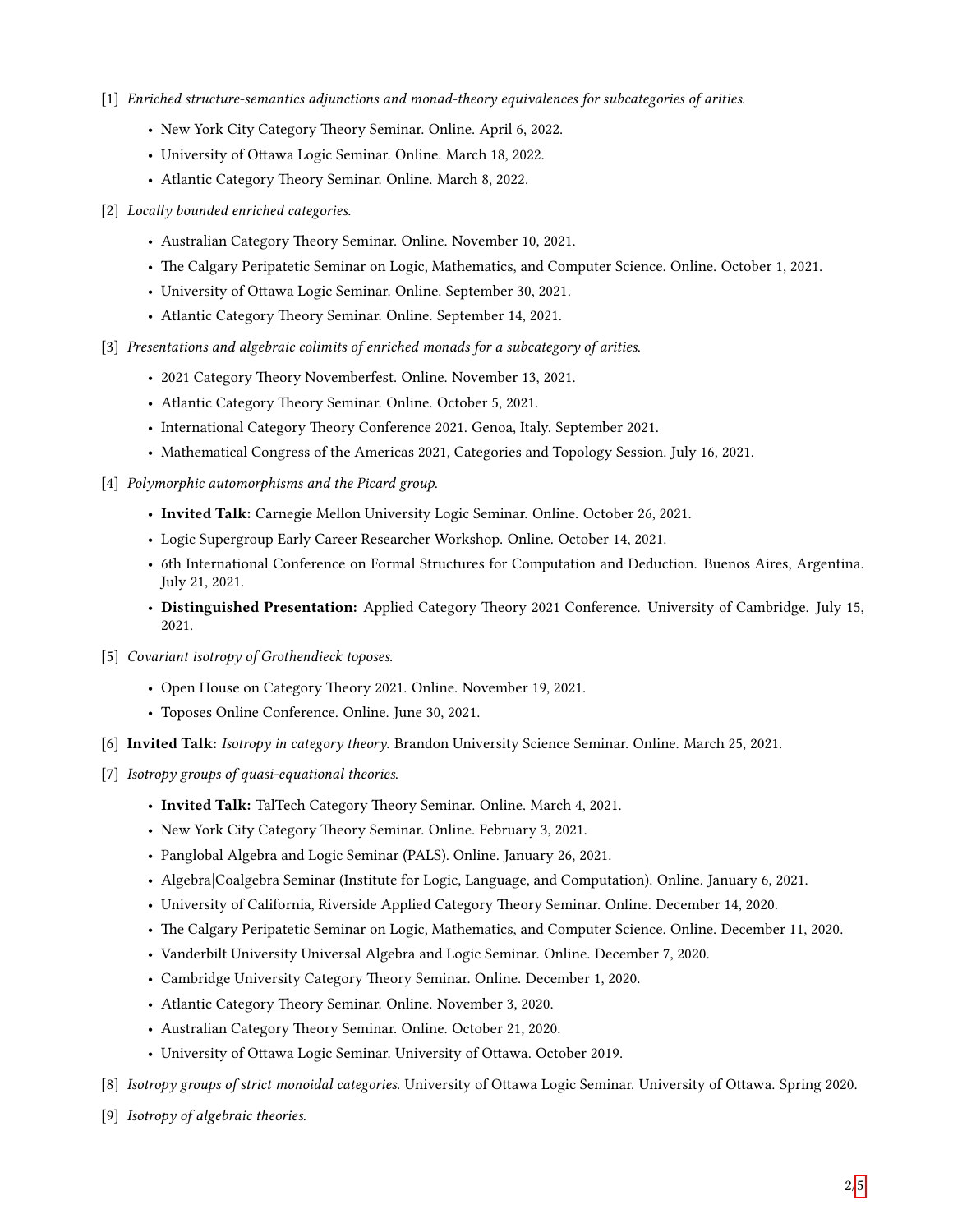[1] *Enriched structure-semantics adjunctions and monad-theory equivalences for subcategories of arities.*

- New York City Category Theory Seminar. Online. April 6, 2022.
- University of Ottawa Logic Seminar. Online. March 18, 2022.
- Atlantic Category Theory Seminar. Online. March 8, 2022.

[2] *Locally bounded enriched categories.*

- Australian Category Theory Seminar. Online. November 10, 2021.
- The Calgary Peripatetic Seminar on Logic, Mathematics, and Computer Science. Online. October 1, 2021.
- University of Ottawa Logic Seminar. Online. September 30, 2021.
- Atlantic Category Theory Seminar. Online. September 14, 2021.

[3] *Presentations and algebraic colimits of enriched monads for a subcategory of arities.*

- 2021 Category Theory Novemberfest. Online. November 13, 2021.
- Atlantic Category Theory Seminar. Online. October 5, 2021.
- International Category Theory Conference 2021. Genoa, Italy. September 2021.
- Mathematical Congress of the Americas 2021, Categories and Topology Session. July 16, 2021.

[4] *Polymorphic automorphisms and the Picard group.*

- **Invited Talk:** Carnegie Mellon University Logic Seminar. Online. October 26, 2021.
- Logic Supergroup Early Career Researcher Workshop. Online. October 14, 2021.
- 6th International Conference on Formal Structures for Computation and Deduction. Buenos Aires, Argentina. July 21, 2021.
- **Distinguished Presentation:** Applied Category Theory 2021 Conference. University of Cambridge. July 15, 2021.

[5] *Covariant isotropy of Grothendieck toposes.*

- Open House on Category Theory 2021. Online. November 19, 2021.
- Toposes Online Conference. Online. June 30, 2021.

[6] **Invited Talk:** *Isotropy in category theory.* Brandon University Science Seminar. Online. March 25, 2021.

[7] *Isotropy groups of quasi-equational theories.*

- **Invited Talk:** TalTech Category Theory Seminar. Online. March 4, 2021.
- New York City Category Theory Seminar. Online. February 3, 2021.
- Panglobal Algebra and Logic Seminar (PALS). Online. January 26, 2021.
- Algebra|Coalgebra Seminar (Institute for Logic, Language, and Computation). Online. January 6, 2021.
- University of California, Riverside Applied Category Theory Seminar. Online. December 14, 2020.
- The Calgary Peripatetic Seminar on Logic, Mathematics, and Computer Science. Online. December 11, 2020.
- Vanderbilt University Universal Algebra and Logic Seminar. Online. December 7, 2020.
- Cambridge University Category Theory Seminar. Online. December 1, 2020.
- Atlantic Category Theory Seminar. Online. November 3, 2020.
- Australian Category Theory Seminar. Online. October 21, 2020.
- University of Ottawa Logic Seminar. University of Ottawa. October 2019.

[8] *Isotropy groups of strict monoidal categories.* University of Ottawa Logic Seminar. University of Ottawa. Spring 2020.

[9] *Isotropy of algebraic theories.*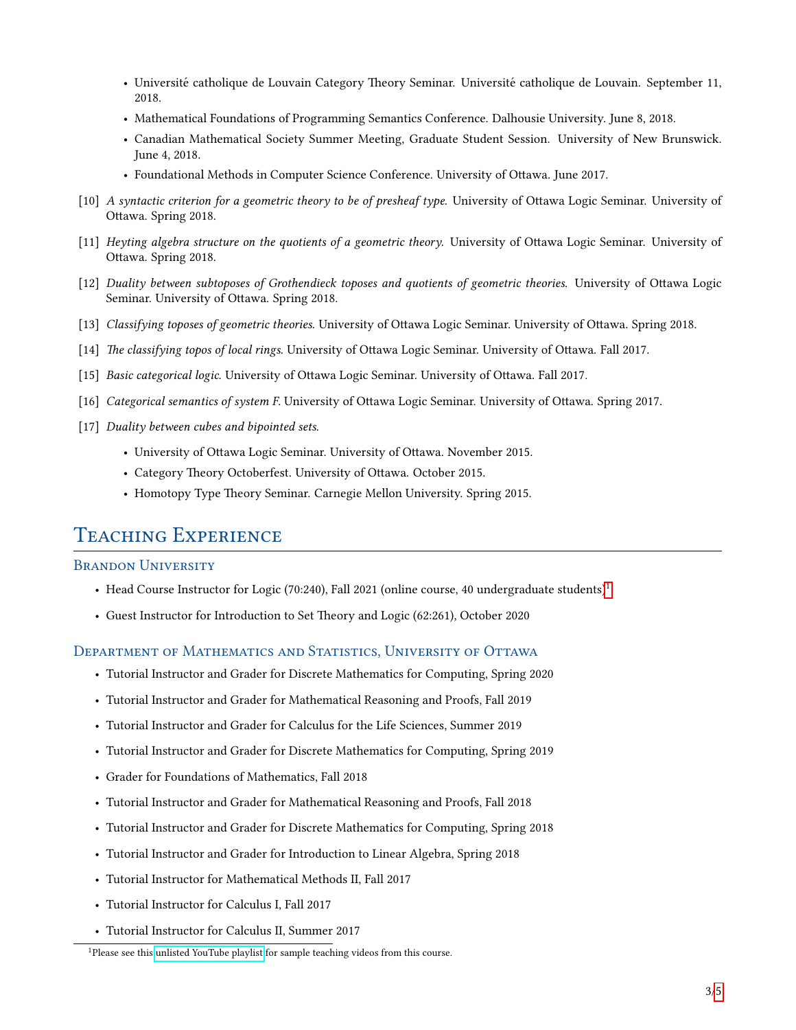- Université catholique de Louvain Category Theory Seminar. Université catholique de Louvain. September 11, 2018.
- Mathematical Foundations of Programming Semantics Conference. Dalhousie University. June 8, 2018.
- Canadian Mathematical Society Summer Meeting, Graduate Student Session. University of New Brunswick. June 4, 2018.
- Foundational Methods in Computer Science Conference. University of Ottawa. June 2017.

[10] *A syntactic criterion for a geometric theory to be of presheaf type*. University of Ottawa Logic Seminar. University of Ottawa. Spring 2018.

[11] *Heyting algebra structure on the quotients of a geometric theory*. University of Ottawa Logic Seminar. University of Ottawa. Spring 2018.

[12] *Duality between subtoposes of Grothendieck toposes and quotients of geometric theories*. University of Ottawa Logic Seminar. University of Ottawa. Spring 2018.

[13] *Classifying toposes of geometric theories*. University of Ottawa Logic Seminar. University of Ottawa. Spring 2018.

[14] *The classifying topos of local rings*. University of Ottawa Logic Seminar. University of Ottawa. Fall 2017.

[15] *Basic categorical logic*. University of Ottawa Logic Seminar. University of Ottawa. Fall 2017.

[16] *Categorical semantics of system F*. University of Ottawa Logic Seminar. University of Ottawa. Spring 2017.

[17] *Duality between cubes and bipointed sets*.

- University of Ottawa Logic Seminar. University of Ottawa. November 2015.
- Category Theory Octoberfest. University of Ottawa. October 2015.
- Homotopy Type Theory Seminar. Carnegie Mellon University. Spring 2015.

## Teaching Experience

### Brandon University

- Head Course Instructor for Logic (70:240), Fall 2021 (online course, 40 undergraduate students)[1]
- Guest Instructor for Introduction to Set Theory and Logic (62:261), October 2020

### Department of Mathematics and Statistics, University of Ottawa

- Tutorial Instructor and Grader for Discrete Mathematics for Computing, Spring 2020
- Tutorial Instructor and Grader for Mathematical Reasoning and Proofs, Fall 2019
- Tutorial Instructor and Grader for Calculus for the Life Sciences, Summer 2019
- Tutorial Instructor and Grader for Discrete Mathematics for Computing, Spring 2019
- Grader for Foundations of Mathematics, Fall 2018
- Tutorial Instructor and Grader for Mathematical Reasoning and Proofs, Fall 2018
- Tutorial Instructor and Grader for Discrete Mathematics for Computing, Spring 2018
- Tutorial Instructor and Grader for Introduction to Linear Algebra, Spring 2018
- Tutorial Instructor for Mathematical Methods II, Fall 2017
- Tutorial Instructor for Calculus I, Fall 2017
- Tutorial Instructor for Calculus II, Summer 2017

[1] Please see this unlisted YouTube playlist for sample teaching videos from this course.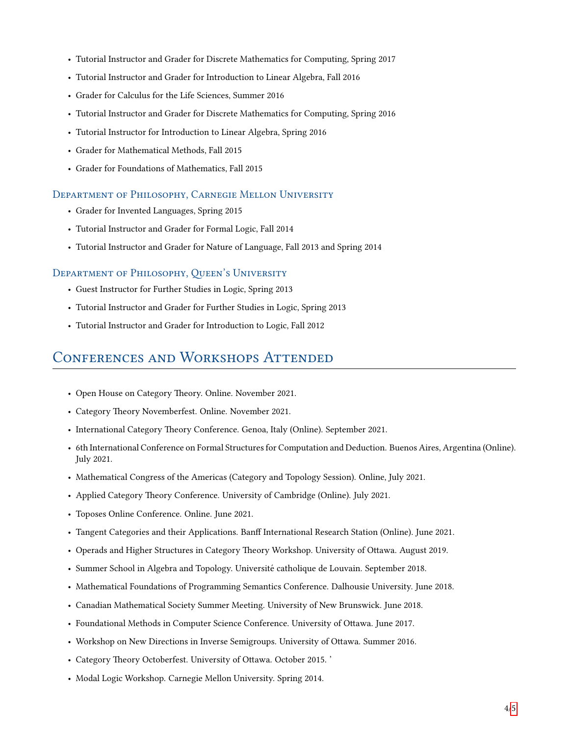- Tutorial Instructor and Grader for Discrete Mathematics for Computing, Spring 2017
- Tutorial Instructor and Grader for Introduction to Linear Algebra, Fall 2016
- Grader for Calculus for the Life Sciences, Summer 2016
- Tutorial Instructor and Grader for Discrete Mathematics for Computing, Spring 2016
- Tutorial Instructor for Introduction to Linear Algebra, Spring 2016
- Grader for Mathematical Methods, Fall 2015
- Grader for Foundations of Mathematics, Fall 2015

### Department of Philosophy, Carnegie Mellon University

- Grader for Invented Languages, Spring 2015
- Tutorial Instructor and Grader for Formal Logic, Fall 2014
- Tutorial Instructor and Grader for Nature of Language, Fall 2013 and Spring 2014

### Department of Philosophy, Queen's University

- Guest Instructor for Further Studies in Logic, Spring 2013
- Tutorial Instructor and Grader for Further Studies in Logic, Spring 2013
- Tutorial Instructor and Grader for Introduction to Logic, Fall 2012

## Conferences and Workshops Attended

- Open House on Category Theory. Online. November 2021.
- Category Theory Novemberfest. Online. November 2021.
- International Category Theory Conference. Genoa, Italy (Online). September 2021.
- 6th International Conference on Formal Structures for Computation and Deduction. Buenos Aires, Argentina (Online). July 2021.
- Mathematical Congress of the Americas (Category and Topology Session). Online, July 2021.
- Applied Category Theory Conference. University of Cambridge (Online). July 2021.
- Toposes Online Conference. Online. June 2021.
- Tangent Categories and their Applications. Banff International Research Station (Online). June 2021.
- Operads and Higher Structures in Category Theory Workshop. University of Ottawa. August 2019.
- Summer School in Algebra and Topology. Université catholique de Louvain. September 2018.
- Mathematical Foundations of Programming Semantics Conference. Dalhousie University. June 2018.
- Canadian Mathematical Society Summer Meeting. University of New Brunswick. June 2018.
- Foundational Methods in Computer Science Conference. University of Ottawa. June 2017.
- Workshop on New Directions in Inverse Semigroups. University of Ottawa. Summer 2016.
- Category Theory Octoberfest. University of Ottawa. October 2015. '
- Modal Logic Workshop. Carnegie Mellon University. Spring 2014.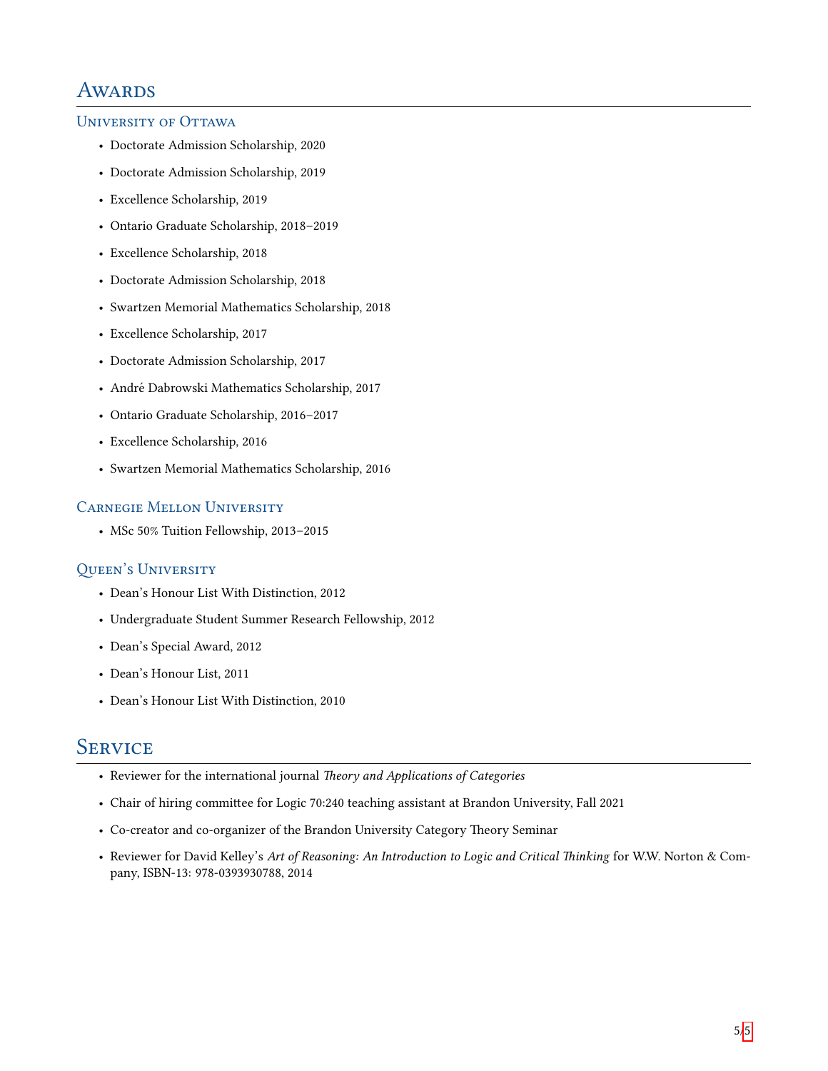# Awards

## University of Ottawa

- Doctorate Admission Scholarship, 2020
- Doctorate Admission Scholarship, 2019
- Excellence Scholarship, 2019
- Ontario Graduate Scholarship, 2018–2019
- Excellence Scholarship, 2018
- Doctorate Admission Scholarship, 2018
- Swartzen Memorial Mathematics Scholarship, 2018
- Excellence Scholarship, 2017
- Doctorate Admission Scholarship, 2017
- André Dabrowski Mathematics Scholarship, 2017
- Ontario Graduate Scholarship, 2016–2017
- Excellence Scholarship, 2016
- Swartzen Memorial Mathematics Scholarship, 2016

## Carnegie Mellon University

- MSc 50% Tuition Fellowship, 2013–2015

## Queen's University

- Dean's Honour List With Distinction, 2012
- Undergraduate Student Summer Research Fellowship, 2012
- Dean's Special Award, 2012
- Dean's Honour List, 2011
- Dean's Honour List With Distinction, 2010

# Service

- Reviewer for the international journal *Theory and Applications of Categories*
- Chair of hiring committee for Logic 70:240 teaching assistant at Brandon University, Fall 2021
- Co-creator and co-organizer of the Brandon University Category Theory Seminar
- Reviewer for David Kelley's *Art of Reasoning: An Introduction to Logic and Critical Thinking* for W.W. Norton & Company, ISBN-13: 978-0393930788, 2014